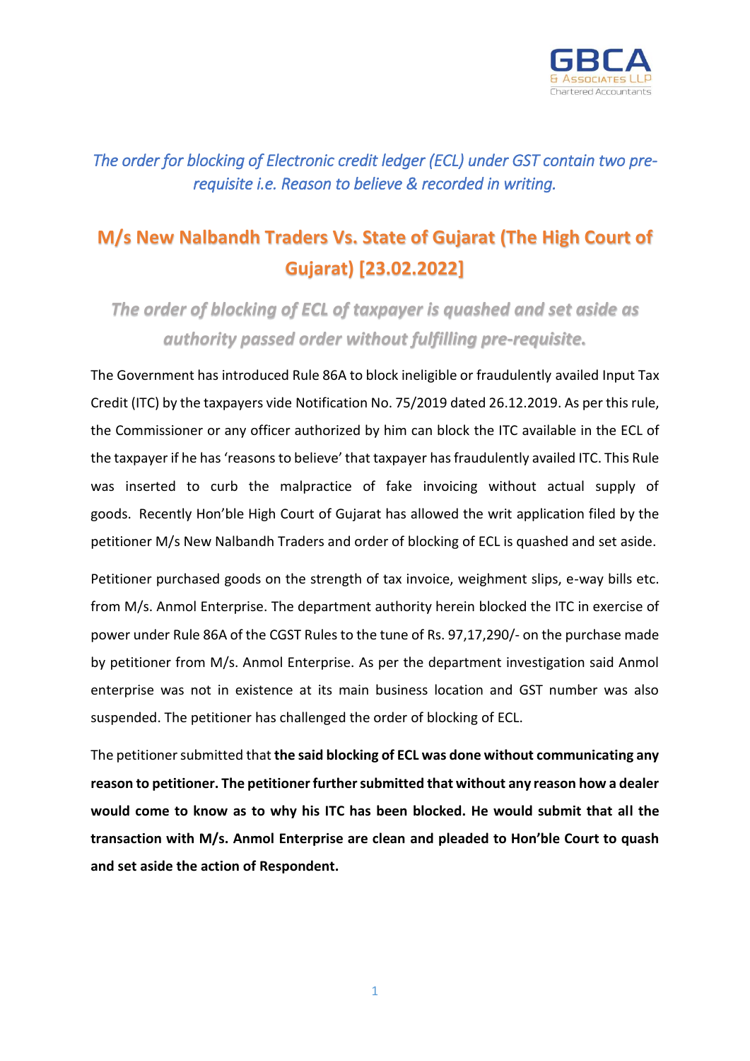*The order for blocking of Electronic credit ledger (ECL) under GST contain two pre-requisite i.e. Reason to believe & recorded in writing.*

## M/s New Nalbandh Traders Vs. State of Gujarat (The High Court of Gujarat) [23.02.2022]

### *The order of blocking of ECL of taxpayer is quashed and set aside as authority passed order without fulfilling pre-requisite.*

The Government has introduced Rule 86A to block ineligible or fraudulently availed Input Tax Credit (ITC) by the taxpayers vide Notification No. 75/2019 dated 26.12.2019. As per this rule, the Commissioner or any officer authorized by him can block the ITC available in the ECL of the taxpayer if he has 'reasons to believe' that taxpayer has fraudulently availed ITC. This Rule was inserted to curb the malpractice of fake invoicing without actual supply of goods. Recently Hon'ble High Court of Gujarat has allowed the writ application filed by the petitioner M/s New Nalbandh Traders and order of blocking of ECL is quashed and set aside.

Petitioner purchased goods on the strength of tax invoice, weighment slips, e-way bills etc. from M/s. Anmol Enterprise. The department authority herein blocked the ITC in exercise of power under Rule 86A of the CGST Rules to the tune of Rs. 97,17,290/- on the purchase made by petitioner from M/s. Anmol Enterprise. As per the department investigation said Anmol enterprise was not in existence at its main business location and GST number was also suspended. The petitioner has challenged the order of blocking of ECL.

The petitioner submitted that **the said blocking of ECL was done without communicating any reason to petitioner. The petitioner further submitted that without any reason how a dealer would come to know as to why his ITC has been blocked. He would submit that all the transaction with M/s. Anmol Enterprise are clean and pleaded to Hon'ble Court to quash and set aside the action of Respondent.**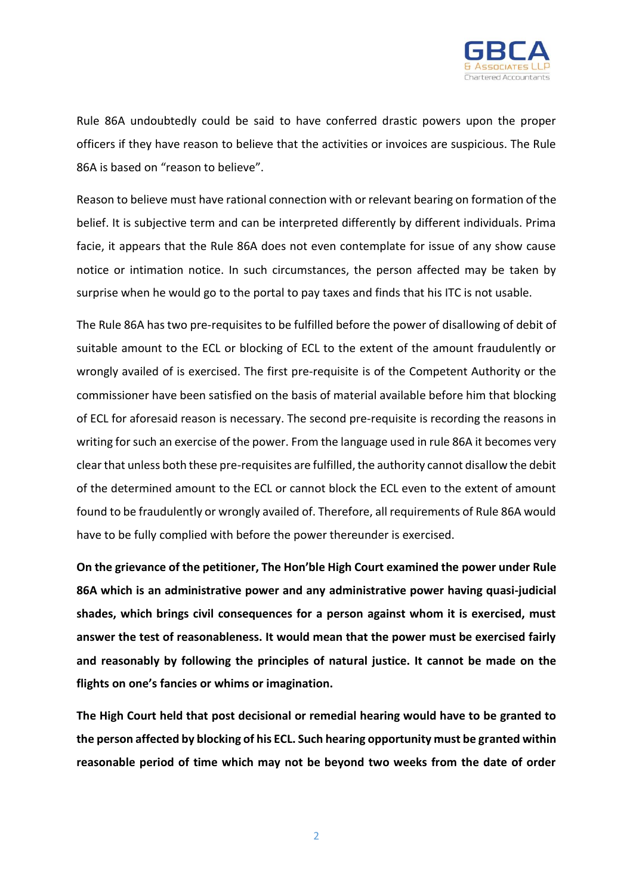Rule 86A undoubtedly could be said to have conferred drastic powers upon the proper officers if they have reason to believe that the activities or invoices are suspicious. The Rule 86A is based on "reason to believe".

Reason to believe must have rational connection with or relevant bearing on formation of the belief. It is subjective term and can be interpreted differently by different individuals. Prima facie, it appears that the Rule 86A does not even contemplate for issue of any show cause notice or intimation notice. In such circumstances, the person affected may be taken by surprise when he would go to the portal to pay taxes and finds that his ITC is not usable.

The Rule 86A has two pre-requisites to be fulfilled before the power of disallowing of debit of suitable amount to the ECL or blocking of ECL to the extent of the amount fraudulently or wrongly availed of is exercised. The first pre-requisite is of the Competent Authority or the commissioner have been satisfied on the basis of material available before him that blocking of ECL for aforesaid reason is necessary. The second pre-requisite is recording the reasons in writing for such an exercise of the power. From the language used in rule 86A it becomes very clear that unless both these pre-requisites are fulfilled, the authority cannot disallow the debit of the determined amount to the ECL or cannot block the ECL even to the extent of amount found to be fraudulently or wrongly availed of. Therefore, all requirements of Rule 86A would have to be fully complied with before the power thereunder is exercised.

**On the grievance of the petitioner, The Hon'ble High Court examined the power under Rule 86A which is an administrative power and any administrative power having quasi-judicial shades, which brings civil consequences for a person against whom it is exercised, must answer the test of reasonableness. It would mean that the power must be exercised fairly and reasonably by following the principles of natural justice. It cannot be made on the flights on one's fancies or whims or imagination.**

**The High Court held that post decisional or remedial hearing would have to be granted to the person affected by blocking of his ECL. Such hearing opportunity must be granted within reasonable period of time which may not be beyond two weeks from the date of order**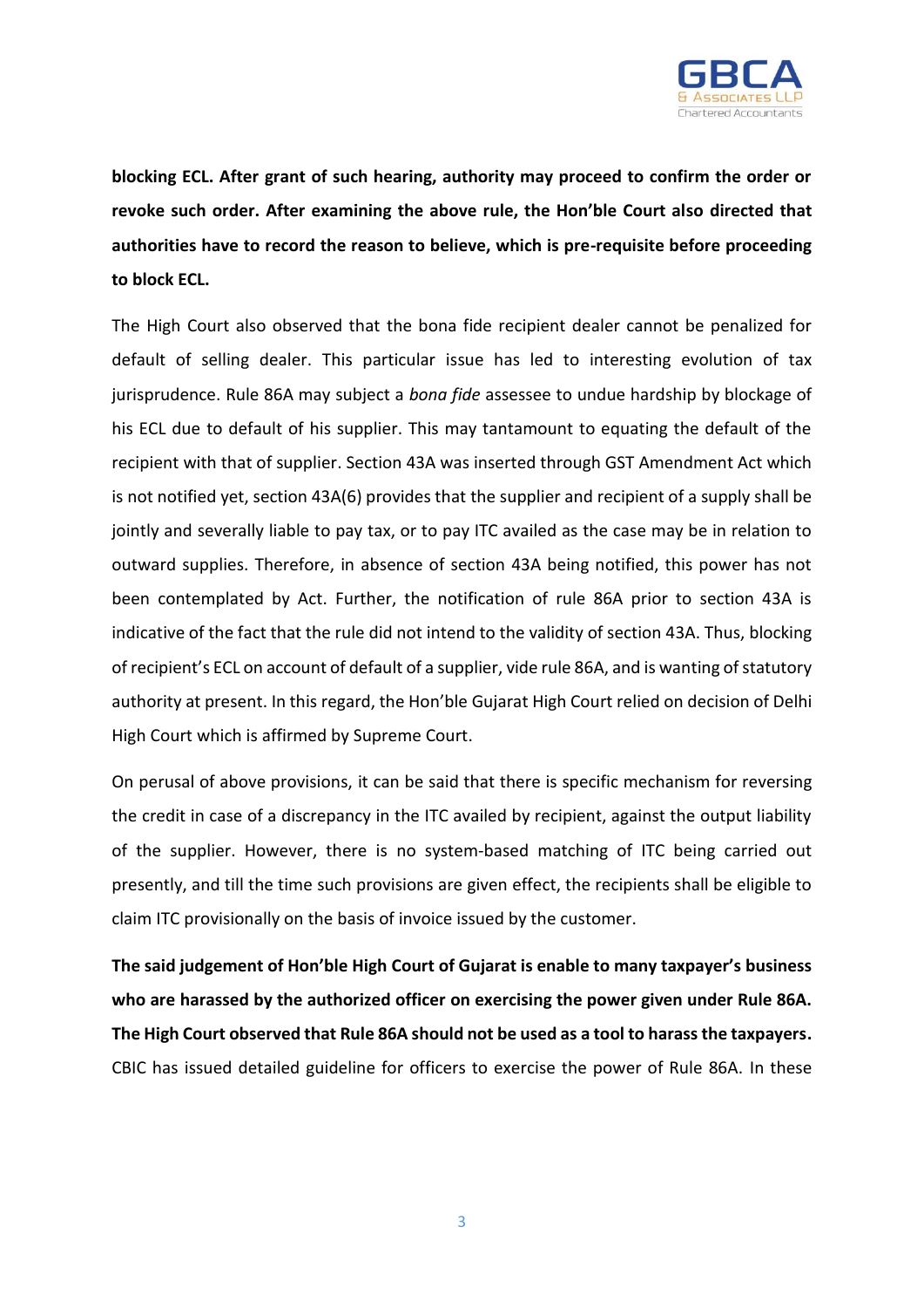**blocking ECL. After grant of such hearing, authority may proceed to confirm the order or revoke such order. After examining the above rule, the Hon'ble Court also directed that authorities have to record the reason to believe, which is pre-requisite before proceeding to block ECL.**

The High Court also observed that the bona fide recipient dealer cannot be penalized for default of selling dealer. This particular issue has led to interesting evolution of tax jurisprudence. Rule 86A may subject a *bona fide* assessee to undue hardship by blockage of his ECL due to default of his supplier. This may tantamount to equating the default of the recipient with that of supplier. Section 43A was inserted through GST Amendment Act which is not notified yet, section 43A(6) provides that the supplier and recipient of a supply shall be jointly and severally liable to pay tax, or to pay ITC availed as the case may be in relation to outward supplies. Therefore, in absence of section 43A being notified, this power has not been contemplated by Act. Further, the notification of rule 86A prior to section 43A is indicative of the fact that the rule did not intend to the validity of section 43A. Thus, blocking of recipient's ECL on account of default of a supplier, vide rule 86A, and is wanting of statutory authority at present. In this regard, the Hon'ble Gujarat High Court relied on decision of Delhi High Court which is affirmed by Supreme Court.

On perusal of above provisions, it can be said that there is specific mechanism for reversing the credit in case of a discrepancy in the ITC availed by recipient, against the output liability of the supplier. However, there is no system-based matching of ITC being carried out presently, and till the time such provisions are given effect, the recipients shall be eligible to claim ITC provisionally on the basis of invoice issued by the customer.

**The said judgement of Hon'ble High Court of Gujarat is enable to many taxpayer's business who are harassed by the authorized officer on exercising the power given under Rule 86A. The High Court observed that Rule 86A should not be used as a tool to harass the taxpayers.** CBIC has issued detailed guideline for officers to exercise the power of Rule 86A. In these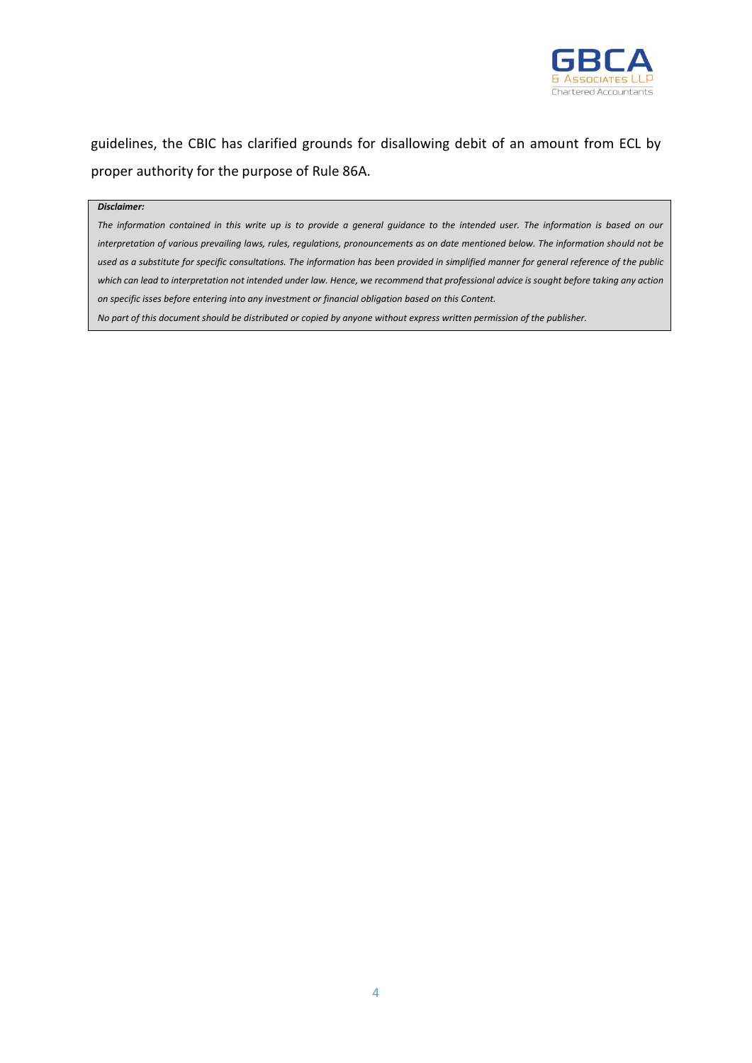guidelines, the CBIC has clarified grounds for disallowing debit of an amount from ECL by proper authority for the purpose of Rule 86A.

***Disclaimer:***

*The information contained in this write up is to provide a general guidance to the intended user. The information is based on our interpretation of various prevailing laws, rules, regulations, pronouncements as on date mentioned below. The information should not be used as a substitute for specific consultations. The information has been provided in simplified manner for general reference of the public which can lead to interpretation not intended under law. Hence, we recommend that professional advice is sought before taking any action on specific isses before entering into any investment or financial obligation based on this Content.*

*No part of this document should be distributed or copied by anyone without express written permission of the publisher.*